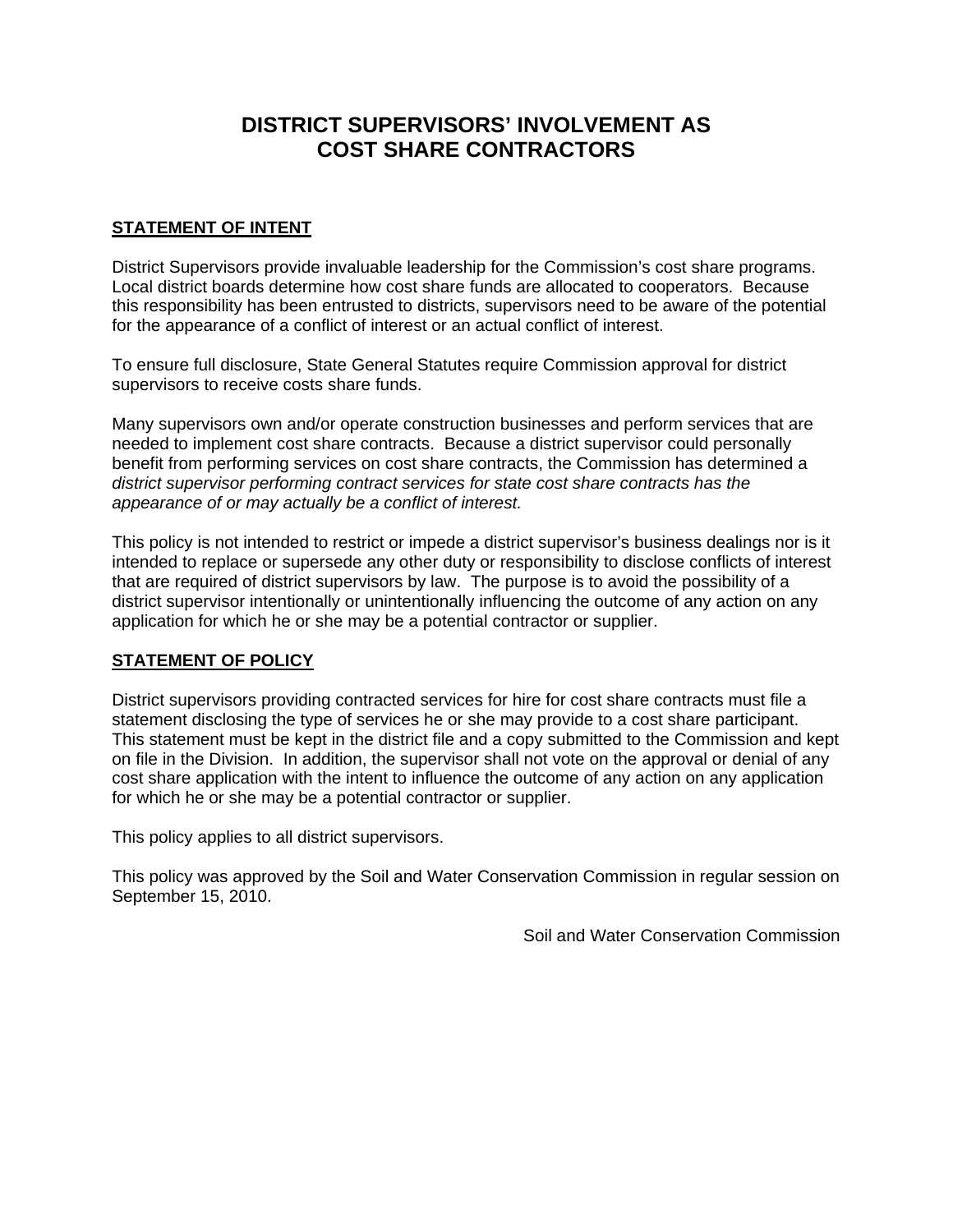# DISTRICT SUPERVISORS' INVOLVEMENT AS COST SHARE CONTRACTORS

## STATEMENT OF INTENT

District Supervisors provide invaluable leadership for the Commission's cost share programs. Local district boards determine how cost share funds are allocated to cooperators. Because this responsibility has been entrusted to districts, supervisors need to be aware of the potential for the appearance of a conflict of interest or an actual conflict of interest.

To ensure full disclosure, State General Statutes require Commission approval for district supervisors to receive costs share funds.

Many supervisors own and/or operate construction businesses and perform services that are needed to implement cost share contracts. Because a district supervisor could personally benefit from performing services on cost share contracts, the Commission has determined a *district supervisor performing contract services for state cost share contracts has the appearance of or may actually be a conflict of interest.*

This policy is not intended to restrict or impede a district supervisor's business dealings nor is it intended to replace or supersede any other duty or responsibility to disclose conflicts of interest that are required of district supervisors by law. The purpose is to avoid the possibility of a district supervisor intentionally or unintentionally influencing the outcome of any action on any application for which he or she may be a potential contractor or supplier.

## STATEMENT OF POLICY

District supervisors providing contracted services for hire for cost share contracts must file a statement disclosing the type of services he or she may provide to a cost share participant. This statement must be kept in the district file and a copy submitted to the Commission and kept on file in the Division. In addition, the supervisor shall not vote on the approval or denial of any cost share application with the intent to influence the outcome of any action on any application for which he or she may be a potential contractor or supplier.

This policy applies to all district supervisors.

This policy was approved by the Soil and Water Conservation Commission in regular session on September 15, 2010.

Soil and Water Conservation Commission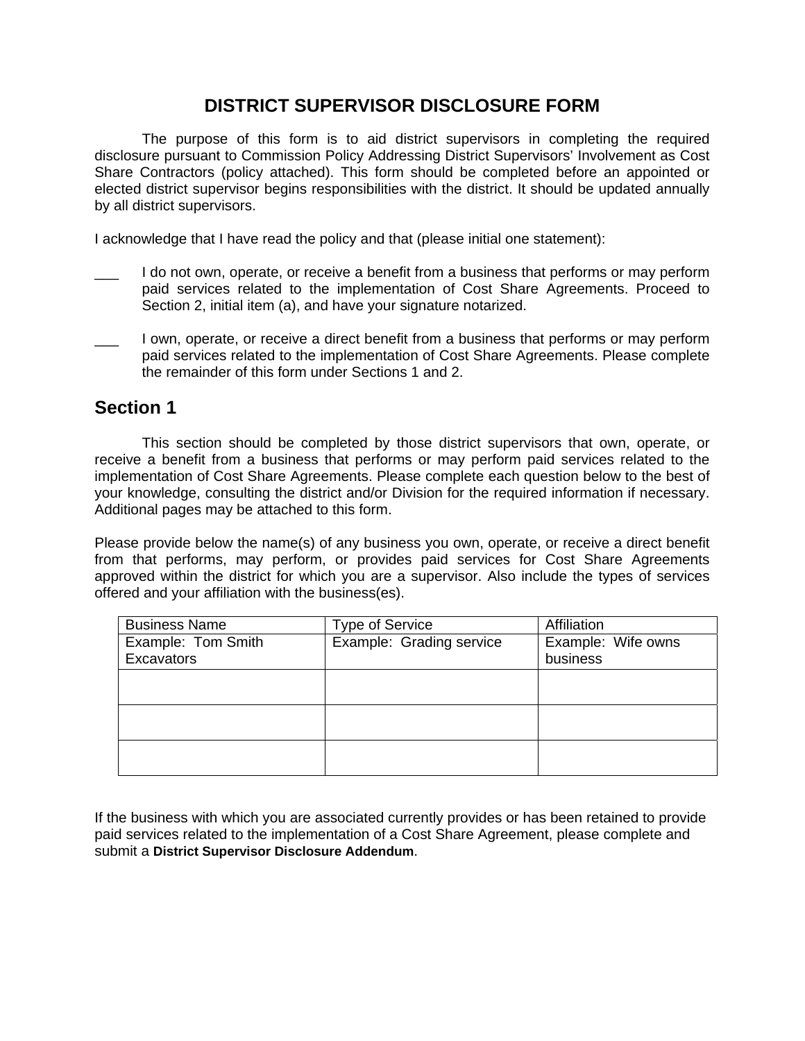# DISTRICT SUPERVISOR DISCLOSURE FORM

The purpose of this form is to aid district supervisors in completing the required disclosure pursuant to Commission Policy Addressing District Supervisors' Involvement as Cost Share Contractors (policy attached). This form should be completed before an appointed or elected district supervisor begins responsibilities with the district. It should be updated annually by all district supervisors.

I acknowledge that I have read the policy and that (please initial one statement):

___ I do not own, operate, or receive a benefit from a business that performs or may perform paid services related to the implementation of Cost Share Agreements. Proceed to Section 2, initial item (a), and have your signature notarized.

___ I own, operate, or receive a direct benefit from a business that performs or may perform paid services related to the implementation of Cost Share Agreements. Please complete the remainder of this form under Sections 1 and 2.

## Section 1

This section should be completed by those district supervisors that own, operate, or receive a benefit from a business that performs or may perform paid services related to the implementation of Cost Share Agreements. Please complete each question below to the best of your knowledge, consulting the district and/or Division for the required information if necessary. Additional pages may be attached to this form.

Please provide below the name(s) of any business you own, operate, or receive a direct benefit from that performs, may perform, or provides paid services for Cost Share Agreements approved within the district for which you are a supervisor. Also include the types of services offered and your affiliation with the business(es).

| Business Name | Type of Service | Affiliation |
|---|---|---|
| Example: Tom Smith Excavators | Example: Grading service | Example: Wife owns business |
| | | |
| | | |
| | | |

If the business with which you are associated currently provides or has been retained to provide paid services related to the implementation of a Cost Share Agreement, please complete and submit a **District Supervisor Disclosure Addendum**.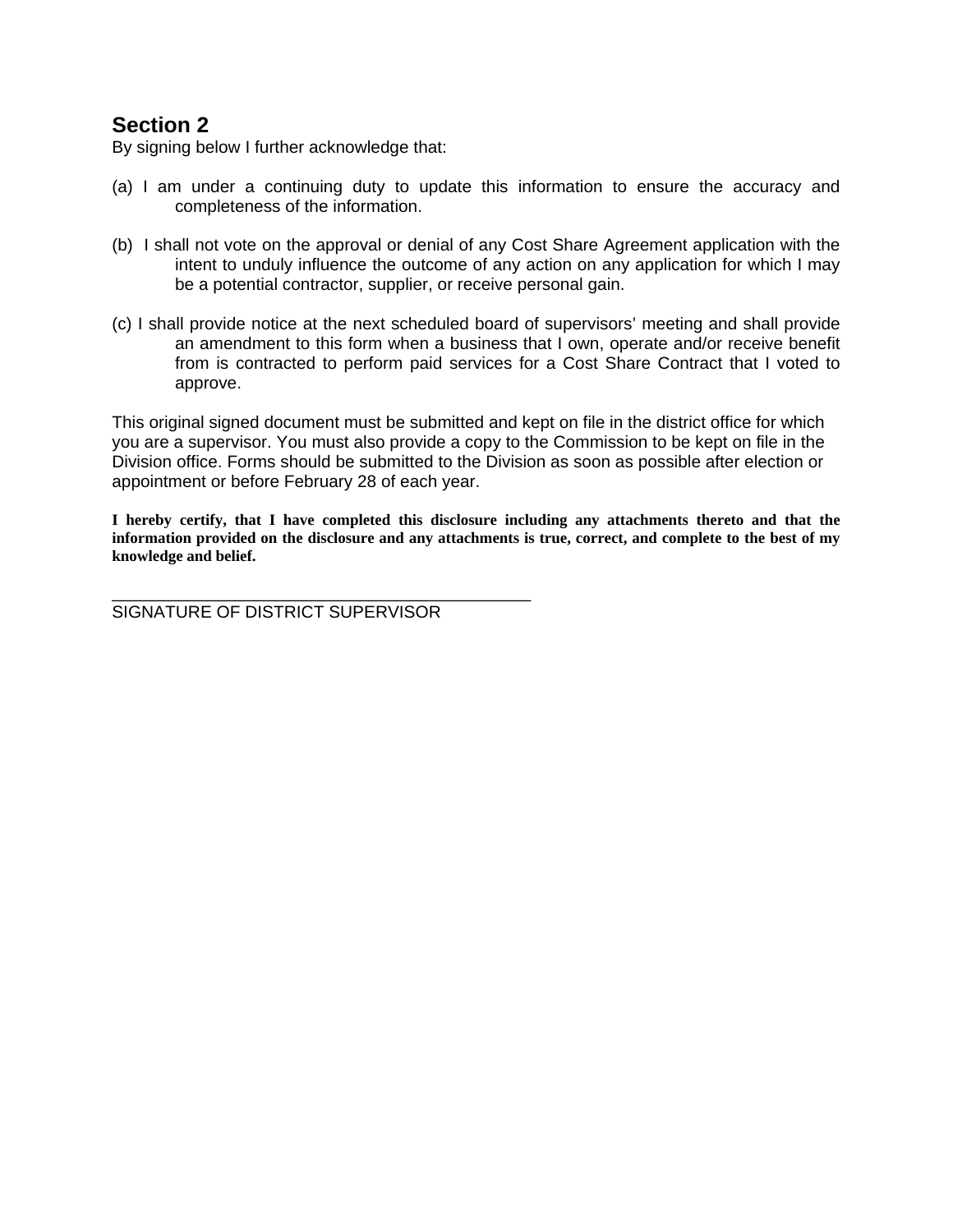## Section 2

By signing below I further acknowledge that:

(a) I am under a continuing duty to update this information to ensure the accuracy and completeness of the information.

(b) I shall not vote on the approval or denial of any Cost Share Agreement application with the intent to unduly influence the outcome of any action on any application for which I may be a potential contractor, supplier, or receive personal gain.

(c) I shall provide notice at the next scheduled board of supervisors' meeting and shall provide an amendment to this form when a business that I own, operate and/or receive benefit from is contracted to perform paid services for a Cost Share Contract that I voted to approve.

This original signed document must be submitted and kept on file in the district office for which you are a supervisor. You must also provide a copy to the Commission to be kept on file in the Division office. Forms should be submitted to the Division as soon as possible after election or appointment or before February 28 of each year.

**I hereby certify, that I have completed this disclosure including any attachments thereto and that the information provided on the disclosure and any attachments is true, correct, and complete to the best of my knowledge and belief.**

\_\_\_\_\_\_\_\_\_\_\_\_\_\_\_\_\_\_\_\_\_\_\_\_\_\_\_\_\_\_\_\_\_\_\_\_\_\_\_\_\_\_\_\_\_\_

SIGNATURE OF DISTRICT SUPERVISOR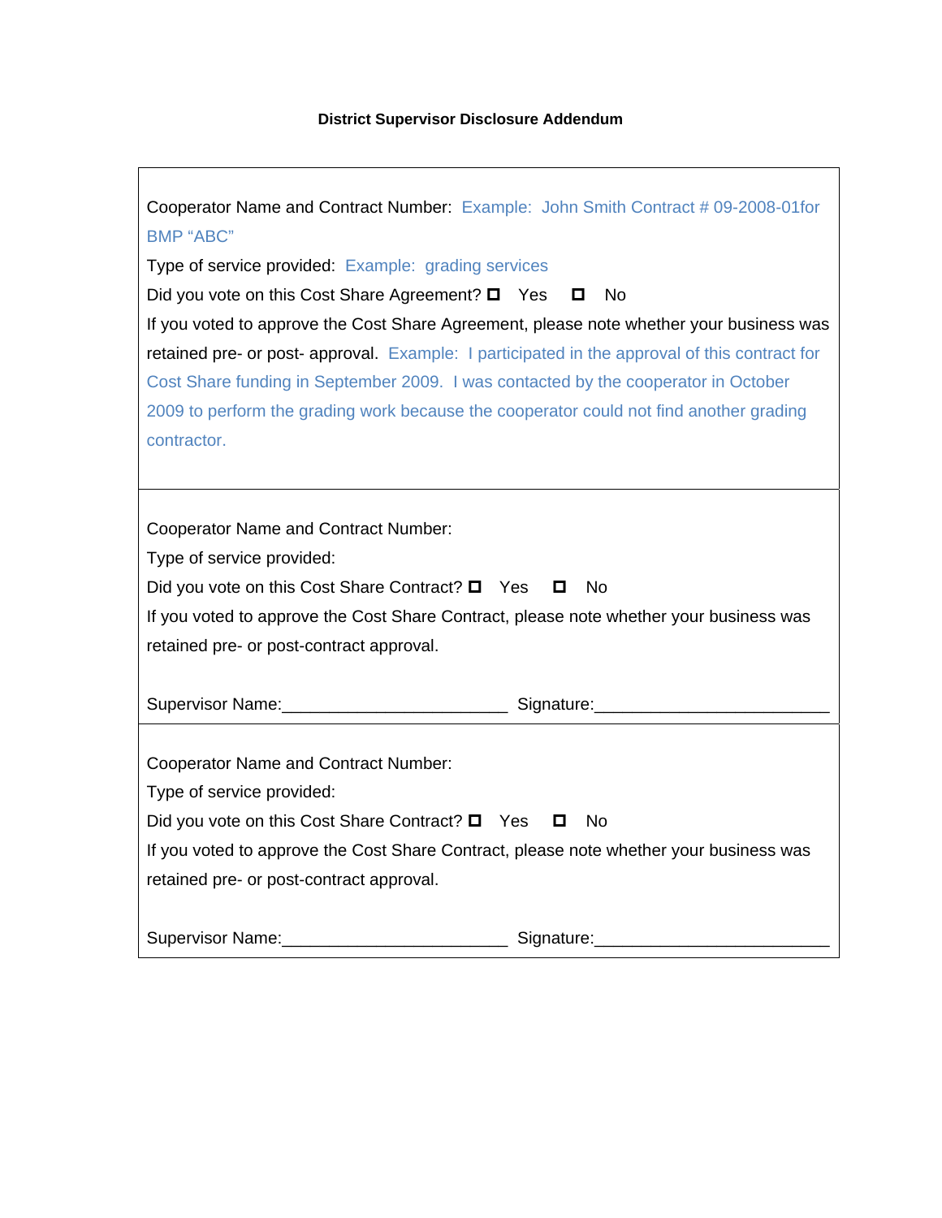**District Supervisor Disclosure Addendum**

Cooperator Name and Contract Number: Example: John Smith Contract # 09-2008-01for BMP "ABC"

Type of service provided: Example: grading services

Did you vote on this Cost Share Agreement? ☐ Yes ☐ No

If you voted to approve the Cost Share Agreement, please note whether your business was retained pre- or post- approval. Example: I participated in the approval of this contract for Cost Share funding in September 2009. I was contacted by the cooperator in October 2009 to perform the grading work because the cooperator could not find another grading contractor.

---

Cooperator Name and Contract Number:

Type of service provided:

Did you vote on this Cost Share Contract? ☐ Yes ☐ No

If you voted to approve the Cost Share Contract, please note whether your business was retained pre- or post-contract approval.

Supervisor Name:________________________ Signature:_________________________

---

Cooperator Name and Contract Number:

Type of service provided:

Did you vote on this Cost Share Contract? ☐ Yes ☐ No

If you voted to approve the Cost Share Contract, please note whether your business was retained pre- or post-contract approval.

Supervisor Name:________________________ Signature:_________________________